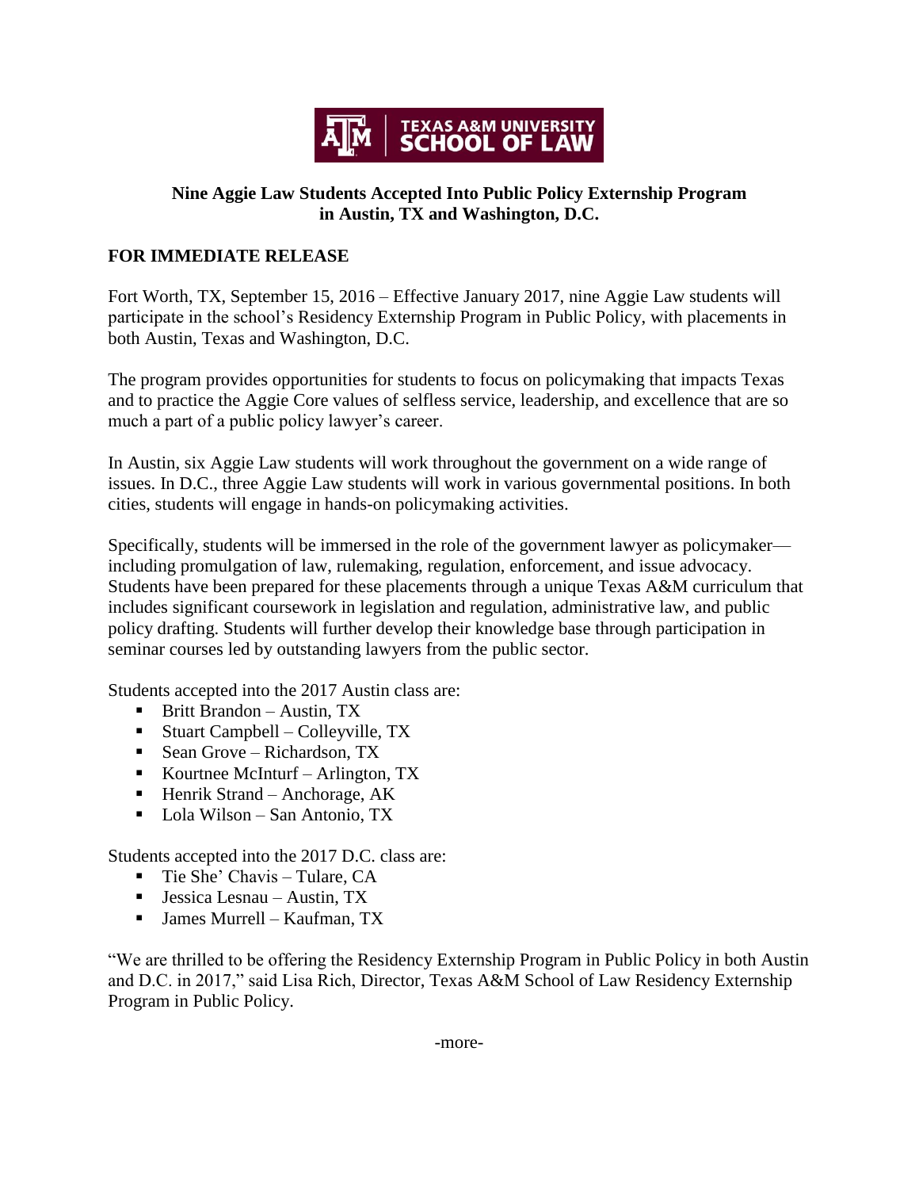**TEXAS A&M UNIVERSITY SCHOOL OF LAW**

## Nine Aggie Law Students Accepted Into Public Policy Externship Program in Austin, TX and Washington, D.C.

**FOR IMMEDIATE RELEASE**

Fort Worth, TX, September 15, 2016 – Effective January 2017, nine Aggie Law students will participate in the school's Residency Externship Program in Public Policy, with placements in both Austin, Texas and Washington, D.C.

The program provides opportunities for students to focus on policymaking that impacts Texas and to practice the Aggie Core values of selfless service, leadership, and excellence that are so much a part of a public policy lawyer's career.

In Austin, six Aggie Law students will work throughout the government on a wide range of issues. In D.C., three Aggie Law students will work in various governmental positions. In both cities, students will engage in hands-on policymaking activities.

Specifically, students will be immersed in the role of the government lawyer as policymaker—including promulgation of law, rulemaking, regulation, enforcement, and issue advocacy. Students have been prepared for these placements through a unique Texas A&M curriculum that includes significant coursework in legislation and regulation, administrative law, and public policy drafting. Students will further develop their knowledge base through participation in seminar courses led by outstanding lawyers from the public sector.

Students accepted into the 2017 Austin class are:

- Britt Brandon – Austin, TX
- Stuart Campbell – Colleyville, TX
- Sean Grove – Richardson, TX
- Kourtnee McInturf – Arlington, TX
- Henrik Strand – Anchorage, AK
- Lola Wilson – San Antonio, TX

Students accepted into the 2017 D.C. class are:

- Tie She' Chavis – Tulare, CA
- Jessica Lesnau – Austin, TX
- James Murrell – Kaufman, TX

"We are thrilled to be offering the Residency Externship Program in Public Policy in both Austin and D.C. in 2017," said Lisa Rich, Director, Texas A&M School of Law Residency Externship Program in Public Policy.

-more-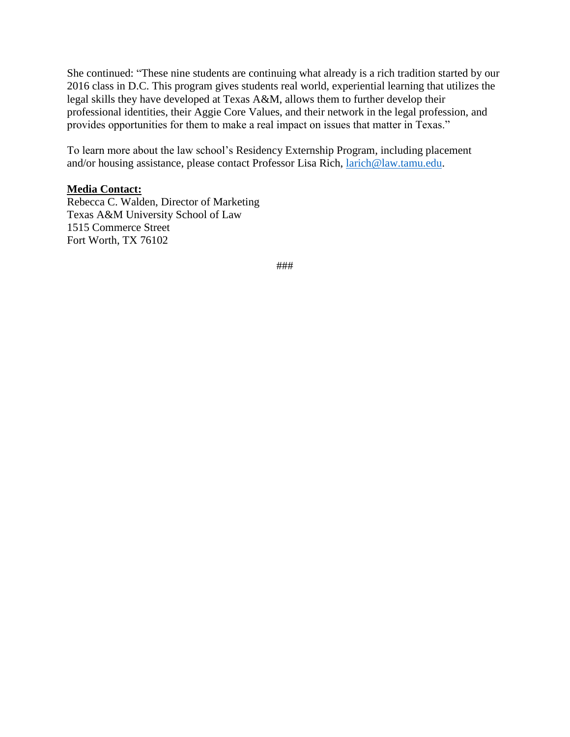She continued: "These nine students are continuing what already is a rich tradition started by our 2016 class in D.C. This program gives students real world, experiential learning that utilizes the legal skills they have developed at Texas A&M, allows them to further develop their professional identities, their Aggie Core Values, and their network in the legal profession, and provides opportunities for them to make a real impact on issues that matter in Texas."

To learn more about the law school's Residency Externship Program, including placement and/or housing assistance, please contact Professor Lisa Rich, larich@law.tamu.edu.

**Media Contact:**
Rebecca C. Walden, Director of Marketing
Texas A&M University School of Law
1515 Commerce Street
Fort Worth, TX 76102

###